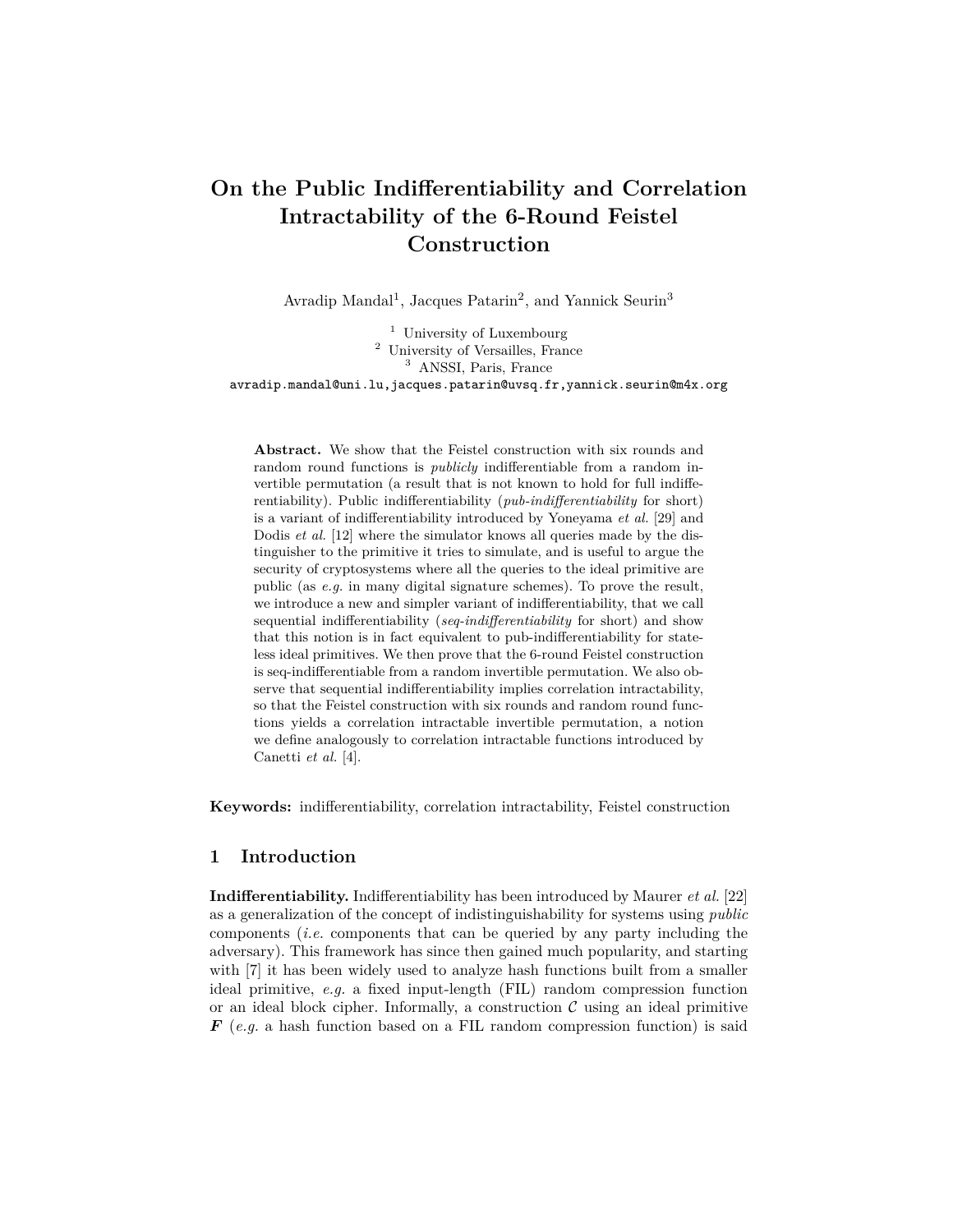// Output truncated at 3 tokens; full text not available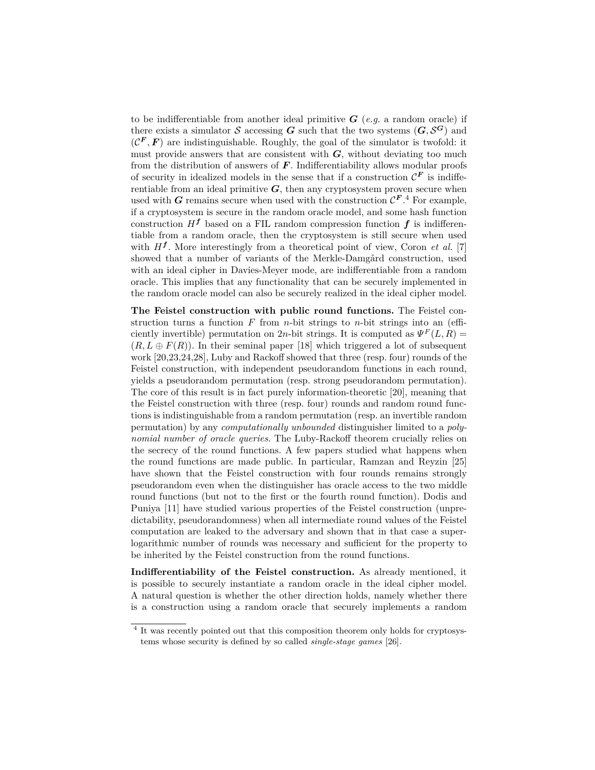to be indifferentiable from another ideal primitive $\boldsymbol{G}$ (*e.g.* a random oracle) if there exists a simulator $\mathcal{S}$ accessing $\boldsymbol{G}$ such that the two systems $(\boldsymbol{G}, \mathcal{S}^{\boldsymbol{G}})$ and $(\mathcal{C}^{\boldsymbol{F}}, \boldsymbol{F})$ are indistinguishable. Roughly, the goal of the simulator is twofold: it must provide answers that are consistent with $\boldsymbol{G}$, without deviating too much from the distribution of answers of $\boldsymbol{F}$. Indifferentiability allows modular proofs of security in idealized models in the sense that if a construction $\mathcal{C}^{\boldsymbol{F}}$ is indifferentiable from an ideal primitive $\boldsymbol{G}$, then any cryptosystem proven secure when used with $\boldsymbol{G}$ remains secure when used with the construction $\mathcal{C}^{\boldsymbol{F}}$.[4] For example, if a cryptosystem is secure in the random oracle model, and some hash function construction $H^{\boldsymbol{f}}$ based on a FIL random compression function $\boldsymbol{f}$ is indifferentiable from a random oracle, then the cryptosystem is still secure when used with $H^{\boldsymbol{f}}$. More interestingly from a theoretical point of view, Coron *et al.* [7] showed that a number of variants of the Merkle-Damgård construction, used with an ideal cipher in Davies-Meyer mode, are indifferentiable from a random oracle. This implies that any functionality that can be securely implemented in the random oracle model can also be securely realized in the ideal cipher model.

**The Feistel construction with public round functions.** The Feistel construction turns a function $F$ from $n$-bit strings to $n$-bit strings into an (efficiently invertible) permutation on $2n$-bit strings. It is computed as $\Psi^F(L, R) = (R, L \oplus F(R))$. In their seminal paper [18] which triggered a lot of subsequent work [20,23,24,28], Luby and Rackoff showed that three (resp. four) rounds of the Feistel construction, with independent pseudorandom functions in each round, yields a pseudorandom permutation (resp. strong pseudorandom permutation). The core of this result is in fact purely information-theoretic [20], meaning that the Feistel construction with three (resp. four) rounds and random round functions is indistinguishable from a random permutation (resp. an invertible random permutation) by any *computationally unbounded* distinguisher limited to a *polynomial number of oracle queries*. The Luby-Rackoff theorem crucially relies on the secrecy of the round functions. A few papers studied what happens when the round functions are made public. In particular, Ramzan and Reyzin [25] have shown that the Feistel construction with four rounds remains strongly pseudorandom even when the distinguisher has oracle access to the two middle round functions (but not to the first or the fourth round function). Dodis and Puniya [11] have studied various properties of the Feistel construction (unpredictability, pseudorandomness) when all intermediate round values of the Feistel computation are leaked to the adversary and shown that in that case a super-logarithmic number of rounds was necessary and sufficient for the property to be inherited by the Feistel construction from the round functions.

**Indifferentiability of the Feistel construction.** As already mentioned, it is possible to securely instantiate a random oracle in the ideal cipher model. A natural question is whether the other direction holds, namely whether there is a construction using a random oracle that securely implements a random

[4] It was recently pointed out that this composition theorem only holds for cryptosystems whose security is defined by so called *single-stage games* [26].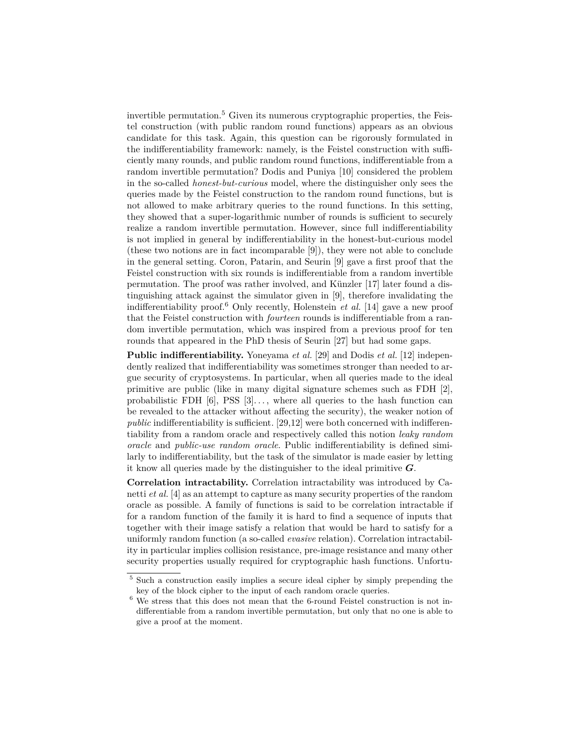invertible permutation.[5] Given its numerous cryptographic properties, the Feistel construction (with public random round functions) appears as an obvious candidate for this task. Again, this question can be rigorously formulated in the indifferentiability framework: namely, is the Feistel construction with sufficiently many rounds, and public random round functions, indifferentiable from a random invertible permutation? Dodis and Puniya [10] considered the problem in the so-called *honest-but-curious* model, where the distinguisher only sees the queries made by the Feistel construction to the random round functions, but is not allowed to make arbitrary queries to the round functions. In this setting, they showed that a super-logarithmic number of rounds is sufficient to securely realize a random invertible permutation. However, since full indifferentiability is not implied in general by indifferentiability in the honest-but-curious model (these two notions are in fact incomparable [9]), they were not able to conclude in the general setting. Coron, Patarin, and Seurin [9] gave a first proof that the Feistel construction with six rounds is indifferentiable from a random invertible permutation. The proof was rather involved, and Künzler [17] later found a distinguishing attack against the simulator given in [9], therefore invalidating the indifferentiability proof.[6] Only recently, Holenstein *et al.* [14] gave a new proof that the Feistel construction with *fourteen* rounds is indifferentiable from a random invertible permutation, which was inspired from a previous proof for ten rounds that appeared in the PhD thesis of Seurin [27] but had some gaps.

**Public indifferentiability.** Yoneyama *et al.* [29] and Dodis *et al.* [12] independently realized that indifferentiability was sometimes stronger than needed to argue security of cryptosystems. In particular, when all queries made to the ideal primitive are public (like in many digital signature schemes such as FDH [2], probabilistic FDH [6], PSS [3]..., where all queries to the hash function can be revealed to the attacker without affecting the security), the weaker notion of *public* indifferentiability is sufficient. [29,12] were both concerned with indifferentiability from a random oracle and respectively called this notion *leaky random oracle* and *public-use random oracle*. Public indifferentiability is defined similarly to indifferentiability, but the task of the simulator is made easier by letting it know all queries made by the distinguisher to the ideal primitive $\boldsymbol{G}$.

**Correlation intractability.** Correlation intractability was introduced by Canetti *et al.* [4] as an attempt to capture as many security properties of the random oracle as possible. A family of functions is said to be correlation intractable if for a random function of the family it is hard to find a sequence of inputs that together with their image satisfy a relation that would be hard to satisfy for a uniformly random function (a so-called *evasive* relation). Correlation intractability in particular implies collision resistance, pre-image resistance and many other security properties usually required for cryptographic hash functions. Unfortu-

[5] Such a construction easily implies a secure ideal cipher by simply prepending the key of the block cipher to the input of each random oracle queries.

[6] We stress that this does not mean that the 6-round Feistel construction is not indifferentiable from a random invertible permutation, but only that no one is able to give a proof at the moment.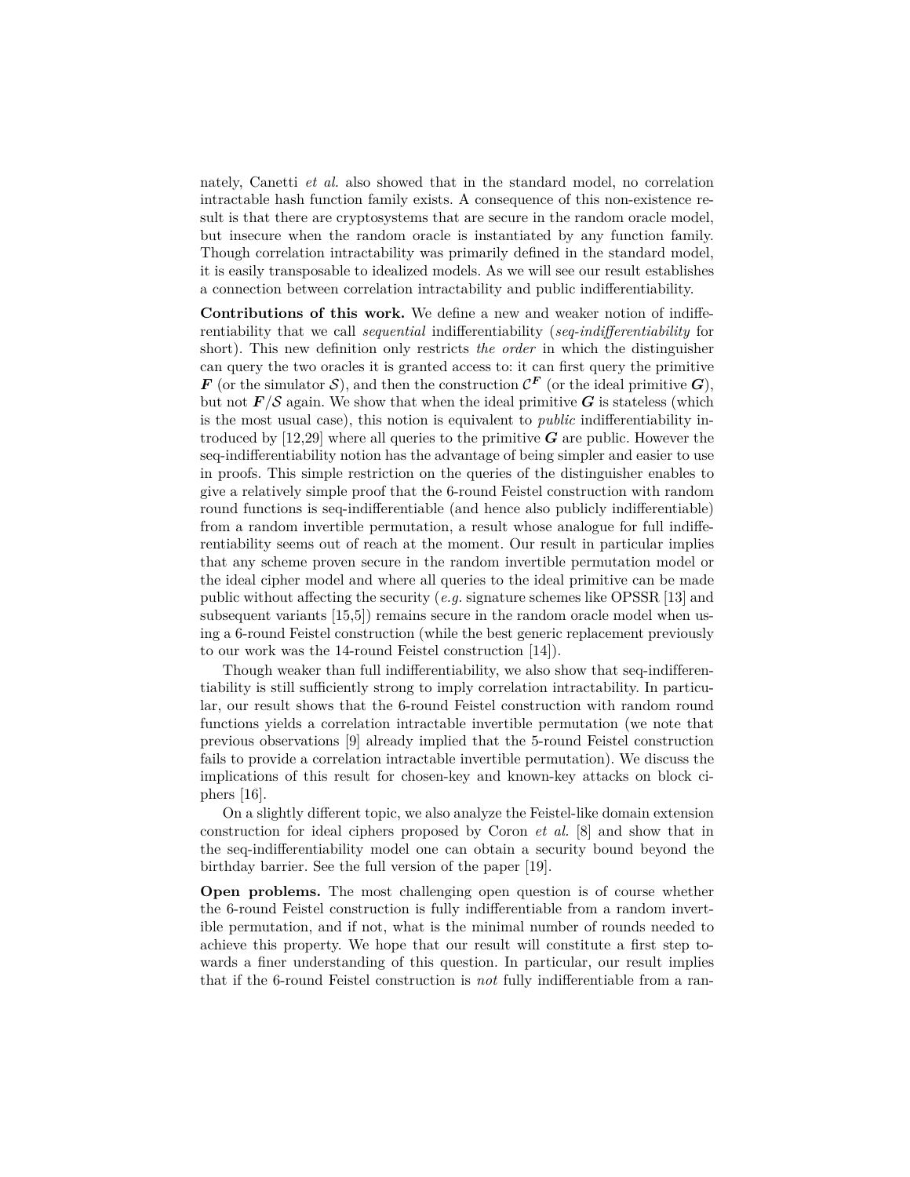nately, Canetti *et al.* also showed that in the standard model, no correlation intractable hash function family exists. A consequence of this non-existence result is that there are cryptosystems that are secure in the random oracle model, but insecure when the random oracle is instantiated by any function family. Though correlation intractability was primarily defined in the standard model, it is easily transposable to idealized models. As we will see our result establishes a connection between correlation intractability and public indifferentiability.

**Contributions of this work.** We define a new and weaker notion of indifferentiability that we call *sequential* indifferentiability (*seq-indifferentiability* for short). This new definition only restricts *the order* in which the distinguisher can query the two oracles it is granted access to: it can first query the primitive $\boldsymbol{F}$ (or the simulator $\mathcal{S}$), and then the construction $\mathcal{C}^{\boldsymbol{F}}$ (or the ideal primitive $\boldsymbol{G}$), but not $\boldsymbol{F}/\mathcal{S}$ again. We show that when the ideal primitive $\boldsymbol{G}$ is stateless (which is the most usual case), this notion is equivalent to *public* indifferentiability introduced by [12,29] where all queries to the primitive $\boldsymbol{G}$ are public. However the seq-indifferentiability notion has the advantage of being simpler and easier to use in proofs. This simple restriction on the queries of the distinguisher enables to give a relatively simple proof that the 6-round Feistel construction with random round functions is seq-indifferentiable (and hence also publicly indifferentiable) from a random invertible permutation, a result whose analogue for full indifferentiability seems out of reach at the moment. Our result in particular implies that any scheme proven secure in the random invertible permutation model or the ideal cipher model and where all queries to the ideal primitive can be made public without affecting the security (*e.g.* signature schemes like OPSSR [13] and subsequent variants [15,5]) remains secure in the random oracle model when using a 6-round Feistel construction (while the best generic replacement previously to our work was the 14-round Feistel construction [14]).

Though weaker than full indifferentiability, we also show that seq-indifferentiability is still sufficiently strong to imply correlation intractability. In particular, our result shows that the 6-round Feistel construction with random round functions yields a correlation intractable invertible permutation (we note that previous observations [9] already implied that the 5-round Feistel construction fails to provide a correlation intractable invertible permutation). We discuss the implications of this result for chosen-key and known-key attacks on block ciphers [16].

On a slightly different topic, we also analyze the Feistel-like domain extension construction for ideal ciphers proposed by Coron *et al.* [8] and show that in the seq-indifferentiability model one can obtain a security bound beyond the birthday barrier. See the full version of the paper [19].

**Open problems.** The most challenging open question is of course whether the 6-round Feistel construction is fully indifferentiable from a random invertible permutation, and if not, what is the minimal number of rounds needed to achieve this property. We hope that our result will constitute a first step towards a finer understanding of this question. In particular, our result implies that if the 6-round Feistel construction is *not* fully indifferentiable from a ran-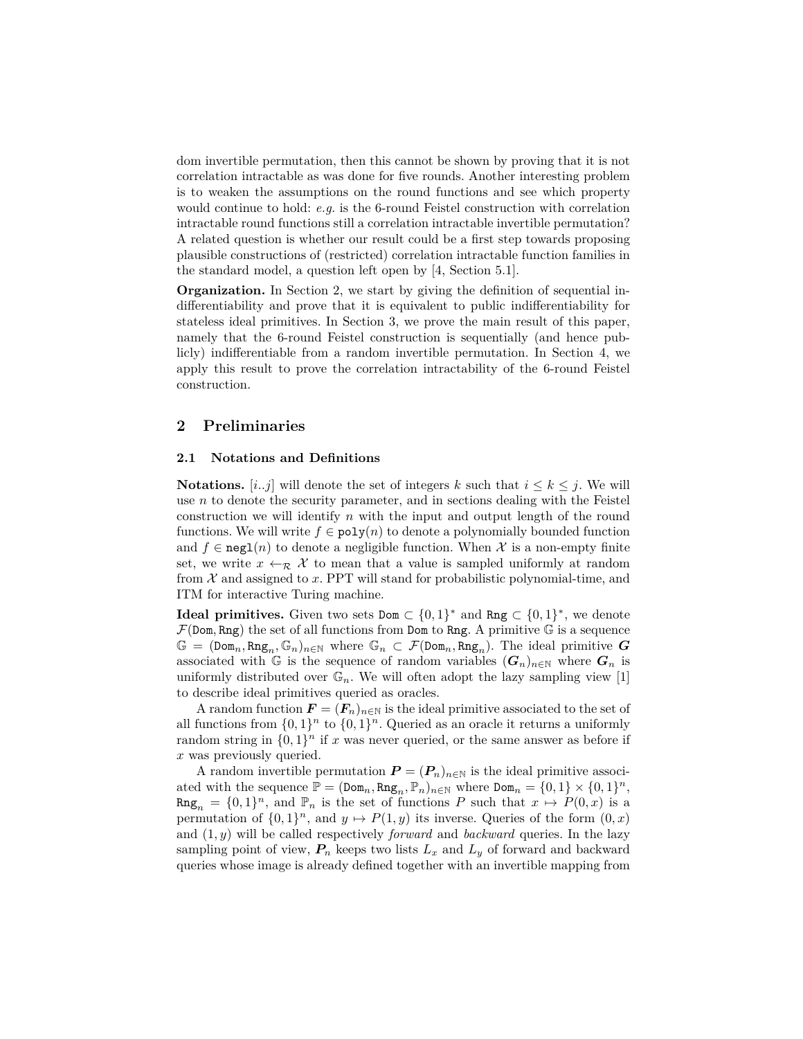dom invertible permutation, then this cannot be shown by proving that it is not correlation intractable as was done for five rounds. Another interesting problem is to weaken the assumptions on the round functions and see which property would continue to hold: *e.g.* is the 6-round Feistel construction with correlation intractable round functions still a correlation intractable invertible permutation? A related question is whether our result could be a first step towards proposing plausible constructions of (restricted) correlation intractable function families in the standard model, a question left open by [4, Section 5.1].

**Organization.** In Section 2, we start by giving the definition of sequential indifferentiability and prove that it is equivalent to public indifferentiability for stateless ideal primitives. In Section 3, we prove the main result of this paper, namely that the 6-round Feistel construction is sequentially (and hence publicly) indifferentiable from a random invertible permutation. In Section 4, we apply this result to prove the correlation intractability of the 6-round Feistel construction.

## 2 Preliminaries

### 2.1 Notations and Definitions

**Notations.** $[i..j]$ will denote the set of integers $k$ such that $i \leq k \leq j$. We will use $n$ to denote the security parameter, and in sections dealing with the Feistel construction we will identify $n$ with the input and output length of the round functions. We will write $f \in \mathtt{poly}(n)$ to denote a polynomially bounded function and $f \in \mathtt{negl}(n)$ to denote a negligible function. When $\mathcal{X}$ is a non-empty finite set, we write $x \leftarrow_{\mathcal{R}} \mathcal{X}$ to mean that a value is sampled uniformly at random from $\mathcal{X}$ and assigned to $x$. PPT will stand for probabilistic polynomial-time, and ITM for interactive Turing machine.

**Ideal primitives.** Given two sets $\mathtt{Dom} \subset \{0,1\}^*$ and $\mathtt{Rng} \subset \{0,1\}^*$, we denote $\mathcal{F}(\mathtt{Dom}, \mathtt{Rng})$ the set of all functions from $\mathtt{Dom}$ to $\mathtt{Rng}$. A primitive $\mathbb{G}$ is a sequence $\mathbb{G} = (\mathtt{Dom}_n, \mathtt{Rng}_n, \mathbb{G}_n)_{n\in\mathbb{N}}$ where $\mathbb{G}_n \subset \mathcal{F}(\mathtt{Dom}_n, \mathtt{Rng}_n)$. The ideal primitive $\boldsymbol{G}$ associated with $\mathbb{G}$ is the sequence of random variables $(\boldsymbol{G}_n)_{n\in\mathbb{N}}$ where $\boldsymbol{G}_n$ is uniformly distributed over $\mathbb{G}_n$. We will often adopt the lazy sampling view [1] to describe ideal primitives queried as oracles.

A random function $\boldsymbol{F} = (\boldsymbol{F}_n)_{n\in\mathbb{N}}$ is the ideal primitive associated to the set of all functions from $\{0,1\}^n$ to $\{0,1\}^n$. Queried as an oracle it returns a uniformly random string in $\{0,1\}^n$ if $x$ was never queried, or the same answer as before if $x$ was previously queried.

A random invertible permutation $\boldsymbol{P} = (\boldsymbol{P}_n)_{n\in\mathbb{N}}$ is the ideal primitive associated with the sequence $\mathbb{P} = (\mathtt{Dom}_n, \mathtt{Rng}_n, \mathbb{P}_n)_{n\in\mathbb{N}}$ where $\mathtt{Dom}_n = \{0,1\} \times \{0,1\}^n$, $\mathtt{Rng}_n = \{0,1\}^n$, and $\mathbb{P}_n$ is the set of functions $P$ such that $x \mapsto P(0,x)$ is a permutation of $\{0,1\}^n$, and $y \mapsto P(1,y)$ its inverse. Queries of the form $(0,x)$ and $(1,y)$ will be called respectively *forward* and *backward* queries. In the lazy sampling point of view, $\boldsymbol{P}_n$ keeps two lists $L_x$ and $L_y$ of forward and backward queries whose image is already defined together with an invertible mapping from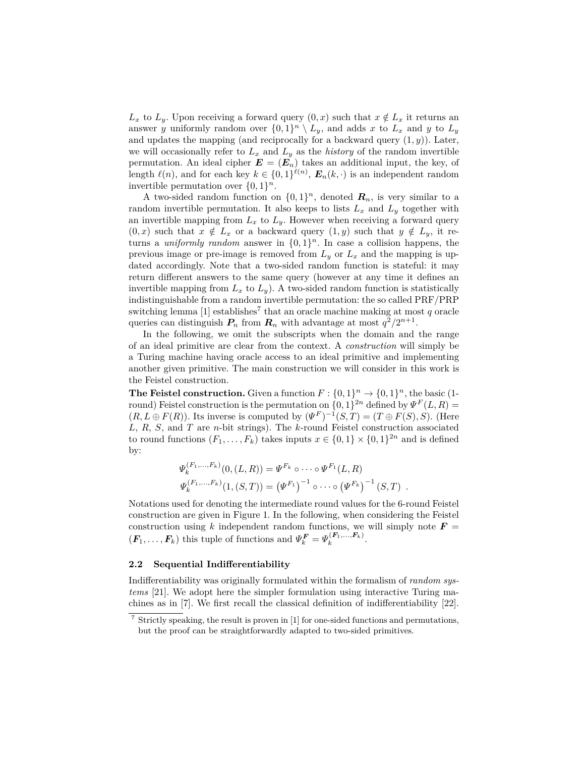$L_x$ to $L_y$. Upon receiving a forward query $(0, x)$ such that $x \notin L_x$ it returns an answer $y$ uniformly random over $\{0,1\}^n \setminus L_y$, and adds $x$ to $L_x$ and $y$ to $L_y$ and updates the mapping (and reciprocally for a backward query $(1, y)$). Later, we will occasionally refer to $L_x$ and $L_y$ as the *history* of the random invertible permutation. An ideal cipher $\boldsymbol{E} = (\boldsymbol{E}_n)$ takes an additional input, the key, of length $\ell(n)$, and for each key $k \in \{0,1\}^{\ell(n)}$, $\boldsymbol{E}_n(k, \cdot)$ is an independent random invertible permutation over $\{0,1\}^n$.

A two-sided random function on $\{0,1\}^n$, denoted $\boldsymbol{R}_n$, is very similar to a random invertible permutation. It also keeps to lists $L_x$ and $L_y$ together with an invertible mapping from $L_x$ to $L_y$. However when receiving a forward query $(0, x)$ such that $x \notin L_x$ or a backward query $(1, y)$ such that $y \notin L_y$, it returns a *uniformly random* answer in $\{0,1\}^n$. In case a collision happens, the previous image or pre-image is removed from $L_y$ or $L_x$ and the mapping is updated accordingly. Note that a two-sided random function is stateful: it may return different answers to the same query (however at any time it defines an invertible mapping from $L_x$ to $L_y$). A two-sided random function is statistically indistinguishable from a random invertible permutation: the so called PRF/PRP switching lemma [1] establishes[7] that an oracle machine making at most $q$ oracle queries can distinguish $\boldsymbol{P}_n$ from $\boldsymbol{R}_n$ with advantage at most $q^2/2^{n+1}$.

In the following, we omit the subscripts when the domain and the range of an ideal primitive are clear from the context. A *construction* will simply be a Turing machine having oracle access to an ideal primitive and implementing another given primitive. The main construction we will consider in this work is the Feistel construction.

**The Feistel construction.** Given a function $F : \{0,1\}^n \to \{0,1\}^n$, the basic (1-round) Feistel construction is the permutation on $\{0,1\}^{2n}$ defined by $\Psi^F(L, R) = (R, L \oplus F(R))$. Its inverse is computed by $(\Psi^F)^{-1}(S, T) = (T \oplus F(S), S)$. (Here $L$, $R$, $S$, and $T$ are $n$-bit strings). The $k$-round Feistel construction associated to round functions $(F_1, \ldots, F_k)$ takes inputs $x \in \{0,1\} \times \{0,1\}^{2n}$ and is defined by:

$$\Psi_k^{(F_1,\ldots,F_k)}(0, (L, R)) = \Psi^{F_k} \circ \cdots \circ \Psi^{F_1}(L, R)$$
$$\Psi_k^{(F_1,\ldots,F_k)}(1, (S, T)) = \left(\Psi^{F_1}\right)^{-1} \circ \cdots \circ \left(\Psi^{F_k}\right)^{-1}(S, T) \ .$$

Notations used for denoting the intermediate round values for the 6-round Feistel construction are given in Figure 1. In the following, when considering the Feistel construction using $k$ independent random functions, we will simply note $\boldsymbol{F} = (\boldsymbol{F}_1, \ldots, \boldsymbol{F}_k)$ this tuple of functions and $\Psi_k^{\boldsymbol{F}} = \Psi_k^{(\boldsymbol{F}_1,\ldots,\boldsymbol{F}_k)}$.

### 2.2 Sequential Indifferentiability

Indifferentiability was originally formulated within the formalism of *random systems* [21]. We adopt here the simpler formulation using interactive Turing machines as in [7]. We first recall the classical definition of indifferentiability [22].

[7] Strictly speaking, the result is proven in [1] for one-sided functions and permutations, but the proof can be straightforwardly adapted to two-sided primitives.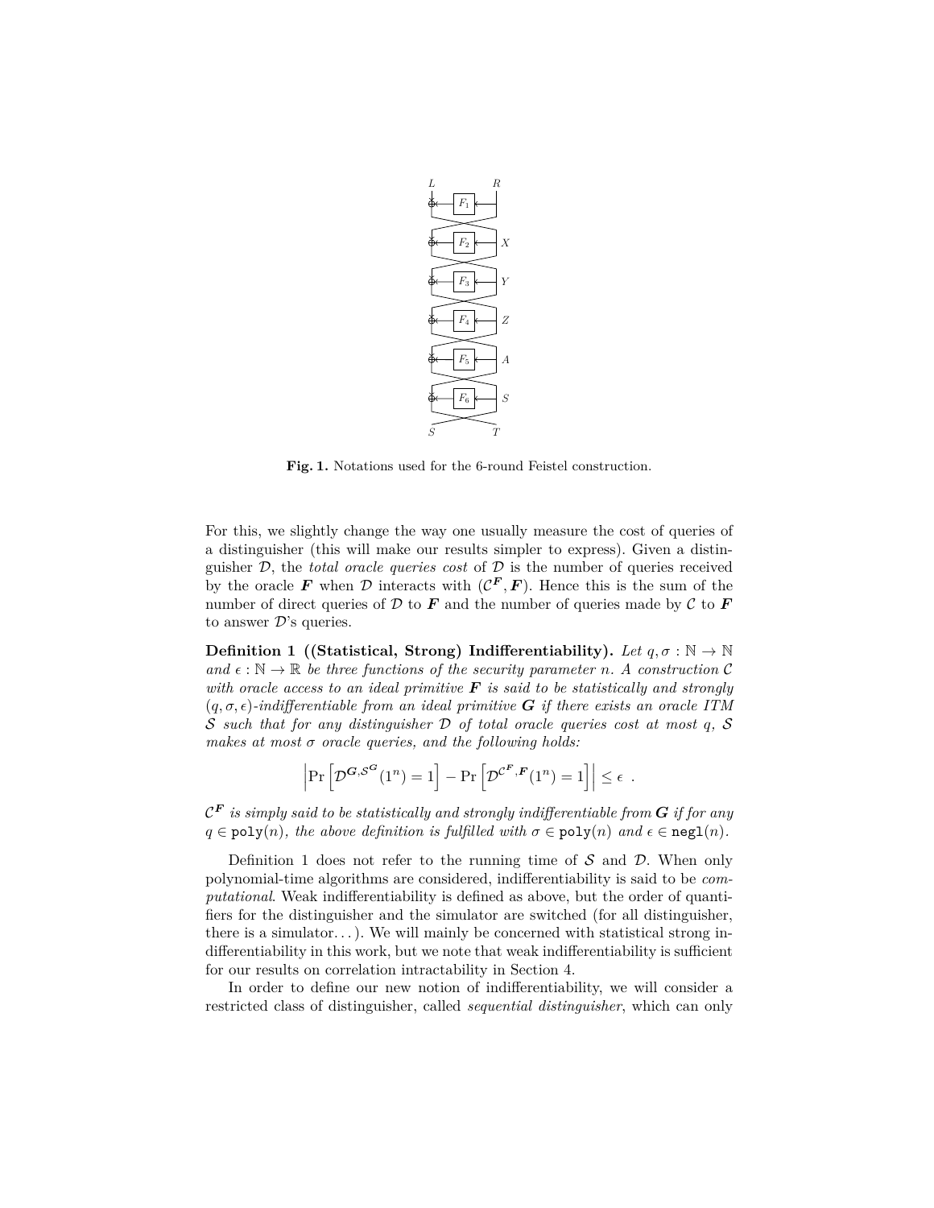**Fig. 1.** Notations used for the 6-round Feistel construction.

For this, we slightly change the way one usually measure the cost of queries of a distinguisher (this will make our results simpler to express). Given a distinguisher $\mathcal{D}$, the *total oracle queries cost* of $\mathcal{D}$ is the number of queries received by the oracle $\boldsymbol{F}$ when $\mathcal{D}$ interacts with $(\mathcal{C}^{\boldsymbol{F}}, \boldsymbol{F})$. Hence this is the sum of the number of direct queries of $\mathcal{D}$ to $\boldsymbol{F}$ and the number of queries made by $\mathcal{C}$ to $\boldsymbol{F}$ to answer $\mathcal{D}$'s queries.

**Definition 1 ((Statistical, Strong) Indifferentiability).** *Let $q, \sigma : \mathbb{N} \to \mathbb{N}$ and $\epsilon : \mathbb{N} \to \mathbb{R}$ be three functions of the security parameter $n$. A construction $\mathcal{C}$ with oracle access to an ideal primitive $\boldsymbol{F}$ is said to be statistically and strongly $(q, \sigma, \epsilon)$-indifferentiable from an ideal primitive $\boldsymbol{G}$ if there exists an oracle ITM $\mathcal{S}$ such that for any distinguisher $\mathcal{D}$ of total oracle queries cost at most $q$, $\mathcal{S}$ makes at most $\sigma$ oracle queries, and the following holds:*

$$\left|\Pr\left[\mathcal{D}^{\boldsymbol{G},\mathcal{S}^{\boldsymbol{G}}}(1^n) = 1\right] - \Pr\left[\mathcal{D}^{\mathcal{C}^{\boldsymbol{F}},\boldsymbol{F}}(1^n) = 1\right]\right| \leq \epsilon \ .$$

*$\mathcal{C}^{\boldsymbol{F}}$ is simply said to be statistically and strongly indifferentiable from $\boldsymbol{G}$ if for any $q \in \mathtt{poly}(n)$, the above definition is fulfilled with $\sigma \in \mathtt{poly}(n)$ and $\epsilon \in \mathtt{negl}(n)$.*

Definition 1 does not refer to the running time of $\mathcal{S}$ and $\mathcal{D}$. When only polynomial-time algorithms are considered, indifferentiability is said to be *computational*. Weak indifferentiability is defined as above, but the order of quantifiers for the distinguisher and the simulator are switched (for all distinguisher, there is a simulator...). We will mainly be concerned with statistical strong indifferentiability in this work, but we note that weak indifferentiability is sufficient for our results on correlation intractability in Section 4.

In order to define our new notion of indifferentiability, we will consider a restricted class of distinguisher, called *sequential distinguisher*, which can only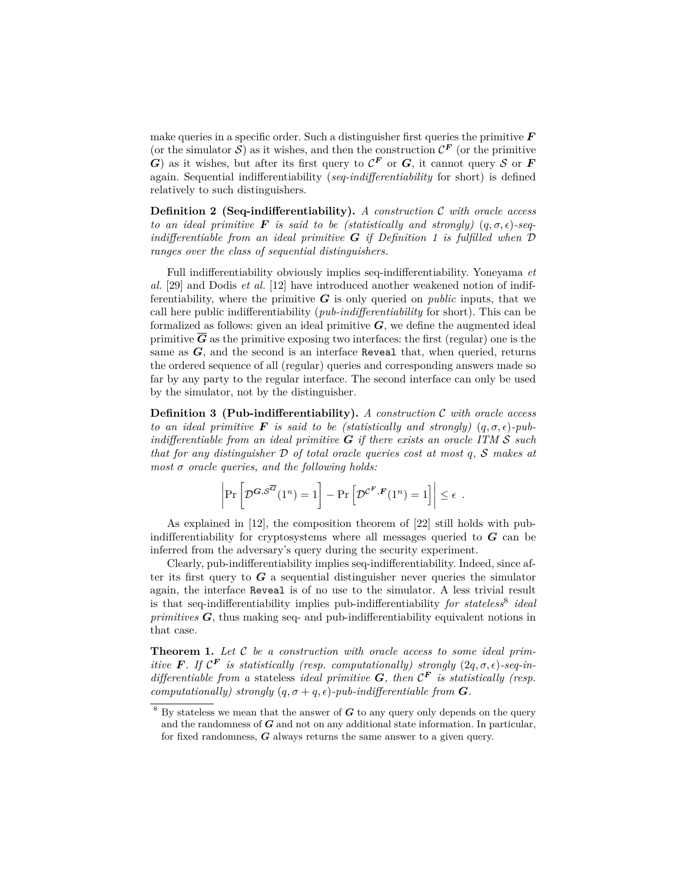make queries in a specific order. Such a distinguisher first queries the primitive $\boldsymbol{F}$ (or the simulator $\mathcal{S}$) as it wishes, and then the construction $\mathcal{C}^{\boldsymbol{F}}$ (or the primitive $\boldsymbol{G}$) as it wishes, but after its first query to $\mathcal{C}^{\boldsymbol{F}}$ or $\boldsymbol{G}$, it cannot query $\mathcal{S}$ or $\boldsymbol{F}$ again. Sequential indifferentiability (*seq-indifferentiability* for short) is defined relatively to such distinguishers.

**Definition 2 (Seq-indifferentiability).** *A construction $\mathcal{C}$ with oracle access to an ideal primitive $\boldsymbol{F}$ is said to be (statistically and strongly) $(q, \sigma, \epsilon)$-seq-indifferentiable from an ideal primitive $\boldsymbol{G}$ if Definition 1 is fulfilled when $\mathcal{D}$ ranges over the class of sequential distinguishers.*

Full indifferentiability obviously implies seq-indifferentiability. Yoneyama *et al.* [29] and Dodis *et al.* [12] have introduced another weakened notion of indifferentiability, where the primitive $\boldsymbol{G}$ is only queried on *public* inputs, that we call here public indifferentiability (*pub-indifferentiability* for short). This can be formalized as follows: given an ideal primitive $\boldsymbol{G}$, we define the augmented ideal primitive $\overline{\boldsymbol{G}}$ as the primitive exposing two interfaces: the first (regular) one is the same as $\boldsymbol{G}$, and the second is an interface `Reveal` that, when queried, returns the ordered sequence of all (regular) queries and corresponding answers made so far by any party to the regular interface. The second interface can only be used by the simulator, not by the distinguisher.

**Definition 3 (Pub-indifferentiability).** *A construction $\mathcal{C}$ with oracle access to an ideal primitive $\boldsymbol{F}$ is said to be (statistically and strongly) $(q, \sigma, \epsilon)$-pub-indifferentiable from an ideal primitive $\boldsymbol{G}$ if there exists an oracle ITM $\mathcal{S}$ such that for any distinguisher $\mathcal{D}$ of total oracle queries cost at most $q$, $\mathcal{S}$ makes at most $\sigma$ oracle queries, and the following holds:*

$$\left| \Pr\left[ \mathcal{D}^{\boldsymbol{G}, \mathcal{S}^{\overline{\boldsymbol{G}}}}(1^n) = 1 \right] - \Pr\left[ \mathcal{D}^{\mathcal{C}^{\boldsymbol{F}}, \boldsymbol{F}}(1^n) = 1 \right] \right| \leq \epsilon \ .$$

As explained in [12], the composition theorem of [22] still holds with pub-indifferentiability for cryptosystems where all messages queried to $\boldsymbol{G}$ can be inferred from the adversary's query during the security experiment.

Clearly, pub-indifferentiability implies seq-indifferentiability. Indeed, since after its first query to $\boldsymbol{G}$ a sequential distinguisher never queries the simulator again, the interface `Reveal` is of no use to the simulator. A less trivial result is that seq-indifferentiability implies pub-indifferentiability *for stateless*[8] *ideal primitives* $\boldsymbol{G}$, thus making seq- and pub-indifferentiability equivalent notions in that case.

**Theorem 1.** *Let $\mathcal{C}$ be a construction with oracle access to some ideal primitive $\boldsymbol{F}$. If $\mathcal{C}^{\boldsymbol{F}}$ is statistically (resp. computationally) strongly $(2q, \sigma, \epsilon)$-seq-indifferentiable from a* stateless *ideal primitive $\boldsymbol{G}$, then $\mathcal{C}^{\boldsymbol{F}}$ is statistically (resp. computationally) strongly $(q, \sigma + q, \epsilon)$-pub-indifferentiable from $\boldsymbol{G}$.*

---

[8] By stateless we mean that the answer of $\boldsymbol{G}$ to any query only depends on the query and the randomness of $\boldsymbol{G}$ and not on any additional state information. In particular, for fixed randomness, $\boldsymbol{G}$ always returns the same answer to a given query.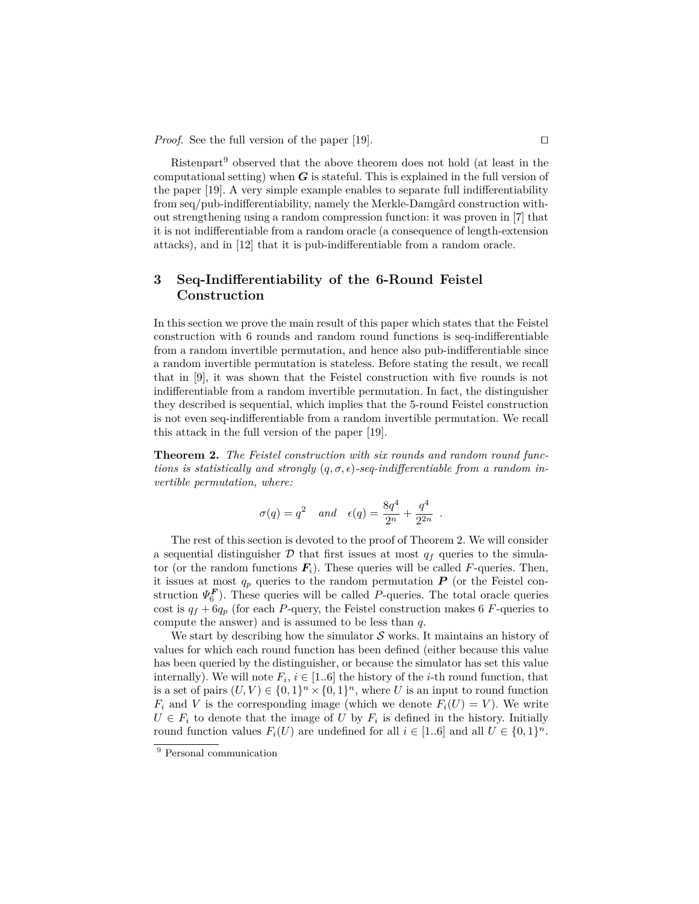*Proof.* See the full version of the paper [19]. ◻

Ristenpart[9] observed that the above theorem does not hold (at least in the computational setting) when $\boldsymbol{G}$ is stateful. This is explained in the full version of the paper [19]. A very simple example enables to separate full indifferentiability from seq/pub-indifferentiability, namely the Merkle-Damgård construction without strengthening using a random compression function: it was proven in [7] that it is not indifferentiable from a random oracle (a consequence of length-extension attacks), and in [12] that it is pub-indifferentiable from a random oracle.

## 3 Seq-Indifferentiability of the 6-Round Feistel Construction

In this section we prove the main result of this paper which states that the Feistel construction with 6 rounds and random round functions is seq-indifferentiable from a random invertible permutation, and hence also pub-indifferentiable since a random invertible permutation is stateless. Before stating the result, we recall that in [9], it was shown that the Feistel construction with five rounds is not indifferentiable from a random invertible permutation. In fact, the distinguisher they described is sequential, which implies that the 5-round Feistel construction is not even seq-indifferentiable from a random invertible permutation. We recall this attack in the full version of the paper [19].

**Theorem 2.** *The Feistel construction with six rounds and random round functions is statistically and strongly $(q, \sigma, \epsilon)$-seq-indifferentiable from a random invertible permutation, where:*

$$\sigma(q) = q^2 \quad and \quad \epsilon(q) = \frac{8q^4}{2^n} + \frac{q^4}{2^{2n}} \enspace .$$

The rest of this section is devoted to the proof of Theorem 2. We will consider a sequential distinguisher $\mathcal{D}$ that first issues at most $q_f$ queries to the simulator (or the random functions $\boldsymbol{F}_i$). These queries will be called $F$-queries. Then, it issues at most $q_p$ queries to the random permutation $\boldsymbol{P}$ (or the Feistel construction $\Psi_6^{\boldsymbol{F}}$). These queries will be called $P$-queries. The total oracle queries cost is $q_f + 6q_p$ (for each $P$-query, the Feistel construction makes 6 $F$-queries to compute the answer) and is assumed to be less than $q$.

We start by describing how the simulator $\mathcal{S}$ works. It maintains an history of values for which each round function has been defined (either because this value has been queried by the distinguisher, or because the simulator has set this value internally). We will note $F_i$, $i \in [1..6]$ the history of the $i$-th round function, that is a set of pairs $(U, V) \in \{0,1\}^n \times \{0,1\}^n$, where $U$ is an input to round function $F_i$ and $V$ is the corresponding image (which we denote $F_i(U) = V$). We write $U \in F_i$ to denote that the image of $U$ by $F_i$ is defined in the history. Initially round function values $F_i(U)$ are undefined for all $i \in [1..6]$ and all $U \in \{0,1\}^n$.

[9] Personal communication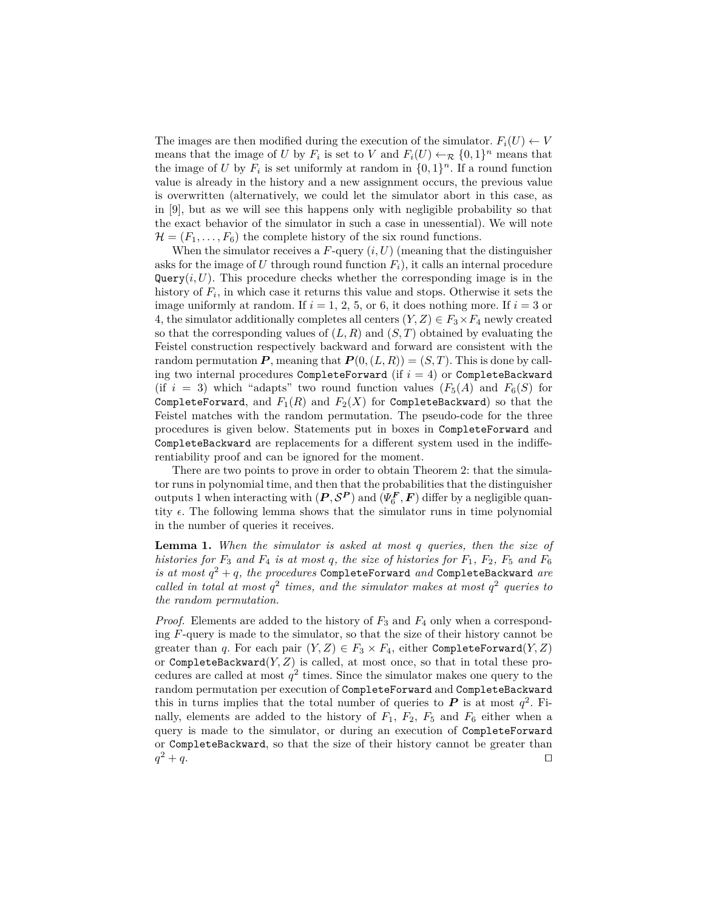The images are then modified during the execution of the simulator. $F_i(U) \leftarrow V$ means that the image of $U$ by $F_i$ is set to $V$ and $F_i(U) \leftarrow_{\mathcal{R}} \{0,1\}^n$ means that the image of $U$ by $F_i$ is set uniformly at random in $\{0,1\}^n$. If a round function value is already in the history and a new assignment occurs, the previous value is overwritten (alternatively, we could let the simulator abort in this case, as in [9], but as we will see this happens only with negligible probability so that the exact behavior of the simulator in such a case in unessential). We will note $\mathcal{H} = (F_1, \ldots, F_6)$ the complete history of the six round functions.

When the simulator receives a $F$-query $(i, U)$ (meaning that the distinguisher asks for the image of $U$ through round function $F_i$), it calls an internal procedure `Query`$(i, U)$. This procedure checks whether the corresponding image is in the history of $F_i$, in which case it returns this value and stops. Otherwise it sets the image uniformly at random. If $i = 1$, 2, 5, or 6, it does nothing more. If $i = 3$ or 4, the simulator additionally completes all centers $(Y, Z) \in F_3 \times F_4$ newly created so that the corresponding values of $(L, R)$ and $(S, T)$ obtained by evaluating the Feistel construction respectively backward and forward are consistent with the random permutation $\boldsymbol{P}$, meaning that $\boldsymbol{P}(0, (L, R)) = (S, T)$. This is done by calling two internal procedures `CompleteForward` (if $i = 4$) or `CompleteBackward` (if $i = 3$) which "adapts" two round function values ($F_5(A)$ and $F_6(S)$ for `CompleteForward`, and $F_1(R)$ and $F_2(X)$ for `CompleteBackward`) so that the Feistel matches with the random permutation. The pseudo-code for the three procedures is given below. Statements put in boxes in `CompleteForward` and `CompleteBackward` are replacements for a different system used in the indifferentiability proof and can be ignored for the moment.

There are two points to prove in order to obtain Theorem 2: that the simulator runs in polynomial time, and then that the probabilities that the distinguisher outputs 1 when interacting with $(\boldsymbol{P}, \mathcal{S}^{\boldsymbol{P}})$ and $(\Psi_6^{\boldsymbol{F}}, \boldsymbol{F})$ differ by a negligible quantity $\epsilon$. The following lemma shows that the simulator runs in time polynomial in the number of queries it receives.

**Lemma 1.** *When the simulator is asked at most $q$ queries, then the size of histories for $F_3$ and $F_4$ is at most $q$, the size of histories for $F_1$, $F_2$, $F_5$ and $F_6$ is at most $q^2 + q$, the procedures* `CompleteForward` *and* `CompleteBackward` *are called in total at most $q^2$ times, and the simulator makes at most $q^2$ queries to the random permutation.*

*Proof.* Elements are added to the history of $F_3$ and $F_4$ only when a corresponding $F$-query is made to the simulator, so that the size of their history cannot be greater than $q$. For each pair $(Y, Z) \in F_3 \times F_4$, either `CompleteForward`$(Y, Z)$ or `CompleteBackward`$(Y, Z)$ is called, at most once, so that in total these procedures are called at most $q^2$ times. Since the simulator makes one query to the random permutation per execution of `CompleteForward` and `CompleteBackward` this in turns implies that the total number of queries to $\boldsymbol{P}$ is at most $q^2$. Finally, elements are added to the history of $F_1$, $F_2$, $F_5$ and $F_6$ either when a query is made to the simulator, or during an execution of `CompleteForward` or `CompleteBackward`, so that the size of their history cannot be greater than $q^2 + q$. ☐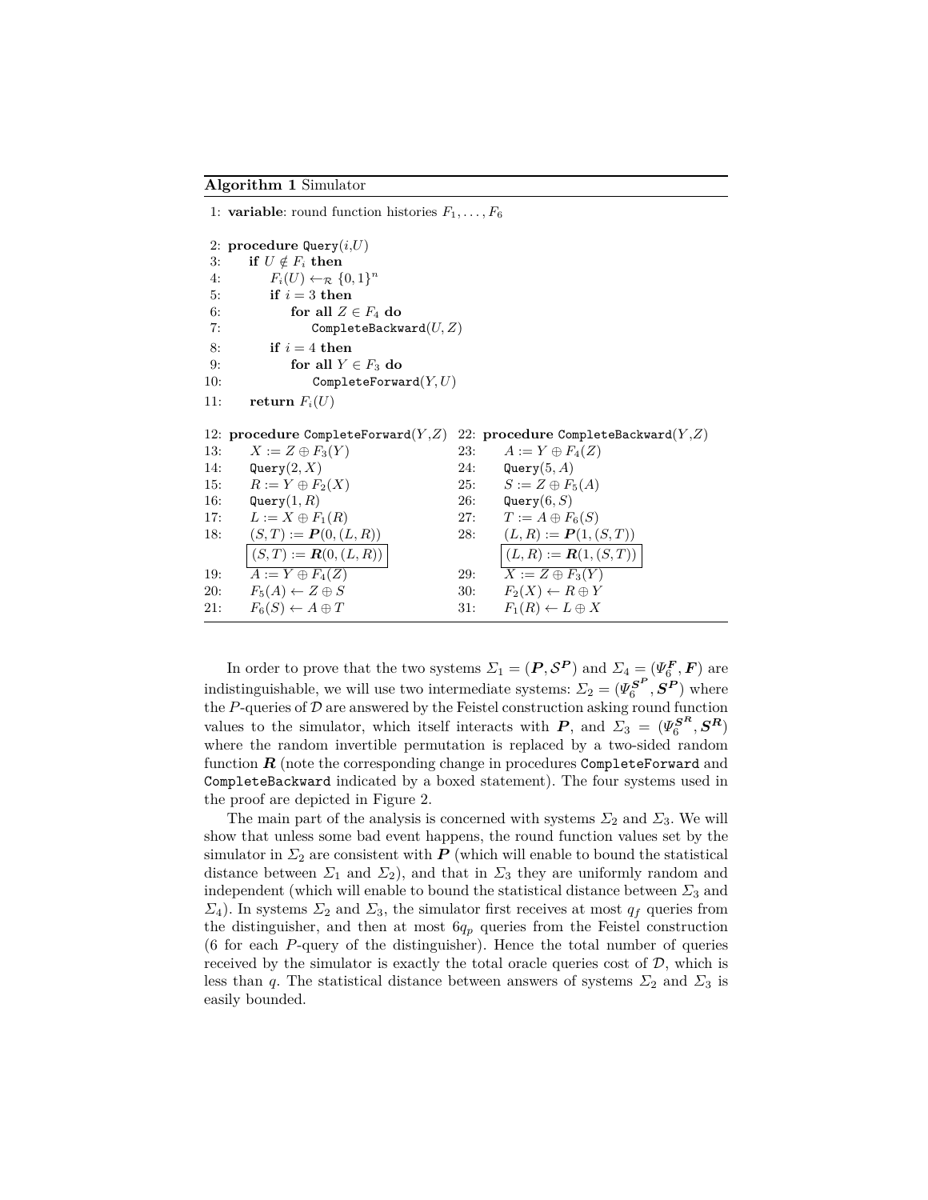**Algorithm 1** Simulator

```
 1: variable: round function histories F_1, ..., F_6

 2: procedure Query(i,U)
 3:     if U ∉ F_i then
 4:         F_i(U) ←_R {0,1}^n
 5:         if i = 3 then
 6:             for all Z ∈ F_4 do
 7:                 CompleteBackward(U, Z)
 8:         if i = 4 then
 9:             for all Y ∈ F_3 do
10:                 CompleteForward(Y, U)
11:     return F_i(U)

12: procedure CompleteForward(Y,Z)
13:     X := Z ⊕ F_3(Y)
14:     Query(2, X)
15:     R := Y ⊕ F_2(X)
16:     Query(1, R)
17:     L := X ⊕ F_1(R)
18:     (S,T) := P(0, (L,R))
        [(S,T) := R(0, (L,R))]
19:     A := Y ⊕ F_4(Z)
20:     F_5(A) ← Z ⊕ S
21:     F_6(S) ← A ⊕ T

22: procedure CompleteBackward(Y,Z)
23:     A := Y ⊕ F_4(Z)
24:     Query(5, A)
25:     S := Z ⊕ F_5(A)
26:     Query(6, S)
27:     T := A ⊕ F_6(S)
28:     (L,R) := P(1, (S,T))
        [(L,R) := R(1, (S,T))]
29:     X := Z ⊕ F_3(Y)
30:     F_2(X) ← R ⊕ Y
31:     F_1(R) ← L ⊕ X
```

In order to prove that the two systems $\Sigma_1 = (\boldsymbol{P}, \mathcal{S}^{\boldsymbol{P}})$ and $\Sigma_4 = (\Psi_6^{\boldsymbol{F}}, \boldsymbol{F})$ are indistinguishable, we will use two intermediate systems: $\Sigma_2 = (\Psi_6^{\boldsymbol{S}^{\boldsymbol{P}}}, \boldsymbol{S}^{\boldsymbol{P}})$ where the $P$-queries of $\mathcal{D}$ are answered by the Feistel construction asking round function values to the simulator, which itself interacts with $\boldsymbol{P}$, and $\Sigma_3 = (\Psi_6^{\boldsymbol{S}^{\boldsymbol{R}}}, \boldsymbol{S}^{\boldsymbol{R}})$ where the random invertible permutation is replaced by a two-sided random function $\boldsymbol{R}$ (note the corresponding change in procedures CompleteForward and CompleteBackward indicated by a boxed statement). The four systems used in the proof are depicted in Figure 2.

The main part of the analysis is concerned with systems $\Sigma_2$ and $\Sigma_3$. We will show that unless some bad event happens, the round function values set by the simulator in $\Sigma_2$ are consistent with $\boldsymbol{P}$ (which will enable to bound the statistical distance between $\Sigma_1$ and $\Sigma_2$), and that in $\Sigma_3$ they are uniformly random and independent (which will enable to bound the statistical distance between $\Sigma_3$ and $\Sigma_4$). In systems $\Sigma_2$ and $\Sigma_3$, the simulator first receives at most $q_f$ queries from the distinguisher, and then at most $6q_p$ queries from the Feistel construction (6 for each $P$-query of the distinguisher). Hence the total number of queries received by the simulator is exactly the total oracle queries cost of $\mathcal{D}$, which is less than $q$. The statistical distance between answers of systems $\Sigma_2$ and $\Sigma_3$ is easily bounded.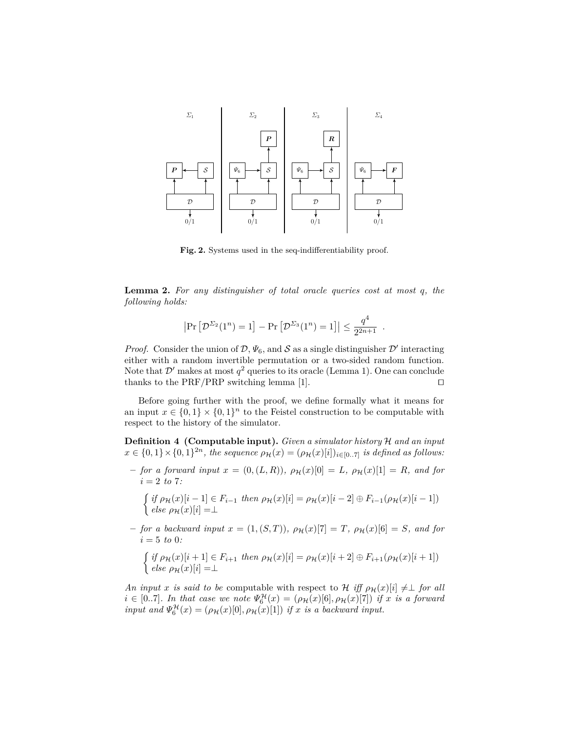**Fig. 2.** Systems used in the seq-indifferentiability proof.

**Lemma 2.** *For any distinguisher of total oracle queries cost at most $q$, the following holds:*

$$\left|\Pr\left[\mathcal{D}^{\Sigma_2}(1^n)=1\right]-\Pr\left[\mathcal{D}^{\Sigma_3}(1^n)=1\right]\right|\leq\frac{q^4}{2^{2n+1}}\enspace.$$

*Proof.* Consider the union of $\mathcal{D}$, $\Psi_6$, and $\mathcal{S}$ as a single distinguisher $\mathcal{D}'$ interacting either with a random invertible permutation or a two-sided random function. Note that $\mathcal{D}'$ makes at most $q^2$ queries to its oracle (Lemma 1). One can conclude thanks to the PRF/PRP switching lemma [1]. ⊓⊔

Before going further with the proof, we define formally what it means for an input $x \in \{0,1\} \times \{0,1\}^n$ to the Feistel construction to be computable with respect to the history of the simulator.

**Definition 4 (Computable input).** *Given a simulator history $\mathcal{H}$ and an input $x \in \{0,1\} \times \{0,1\}^{2n}$, the sequence $\rho_{\mathcal{H}}(x) = (\rho_{\mathcal{H}}(x)[i])_{i\in[0..7]}$ is defined as follows:*

- *for a forward input $x = (0,(L,R))$, $\rho_{\mathcal{H}}(x)[0] = L$, $\rho_{\mathcal{H}}(x)[1] = R$, and for $i = 2$ to $7$:*

$$\begin{cases} \text{if } \rho_{\mathcal{H}}(x)[i-1] \in F_{i-1} \text{ then } \rho_{\mathcal{H}}(x)[i] = \rho_{\mathcal{H}}(x)[i-2] \oplus F_{i-1}(\rho_{\mathcal{H}}(x)[i-1]) \\ \text{else } \rho_{\mathcal{H}}(x)[i] = \perp \end{cases}$$

- *for a backward input $x = (1,(S,T))$, $\rho_{\mathcal{H}}(x)[7] = T$, $\rho_{\mathcal{H}}(x)[6] = S$, and for $i = 5$ to $0$:*

$$\begin{cases} \text{if } \rho_{\mathcal{H}}(x)[i+1] \in F_{i+1} \text{ then } \rho_{\mathcal{H}}(x)[i] = \rho_{\mathcal{H}}(x)[i+2] \oplus F_{i+1}(\rho_{\mathcal{H}}(x)[i+1]) \\ \text{else } \rho_{\mathcal{H}}(x)[i] = \perp \end{cases}$$

*An input $x$ is said to be* computable with respect to $\mathcal{H}$ *iff $\rho_{\mathcal{H}}(x)[i] \neq \perp$ for all $i \in [0..7]$. In that case we note $\Psi_6^{\mathcal{H}}(x) = (\rho_{\mathcal{H}}(x)[6], \rho_{\mathcal{H}}(x)[7])$ if $x$ is a forward input and $\Psi_6^{\mathcal{H}}(x) = (\rho_{\mathcal{H}}(x)[0], \rho_{\mathcal{H}}(x)[1])$ if $x$ is a backward input.*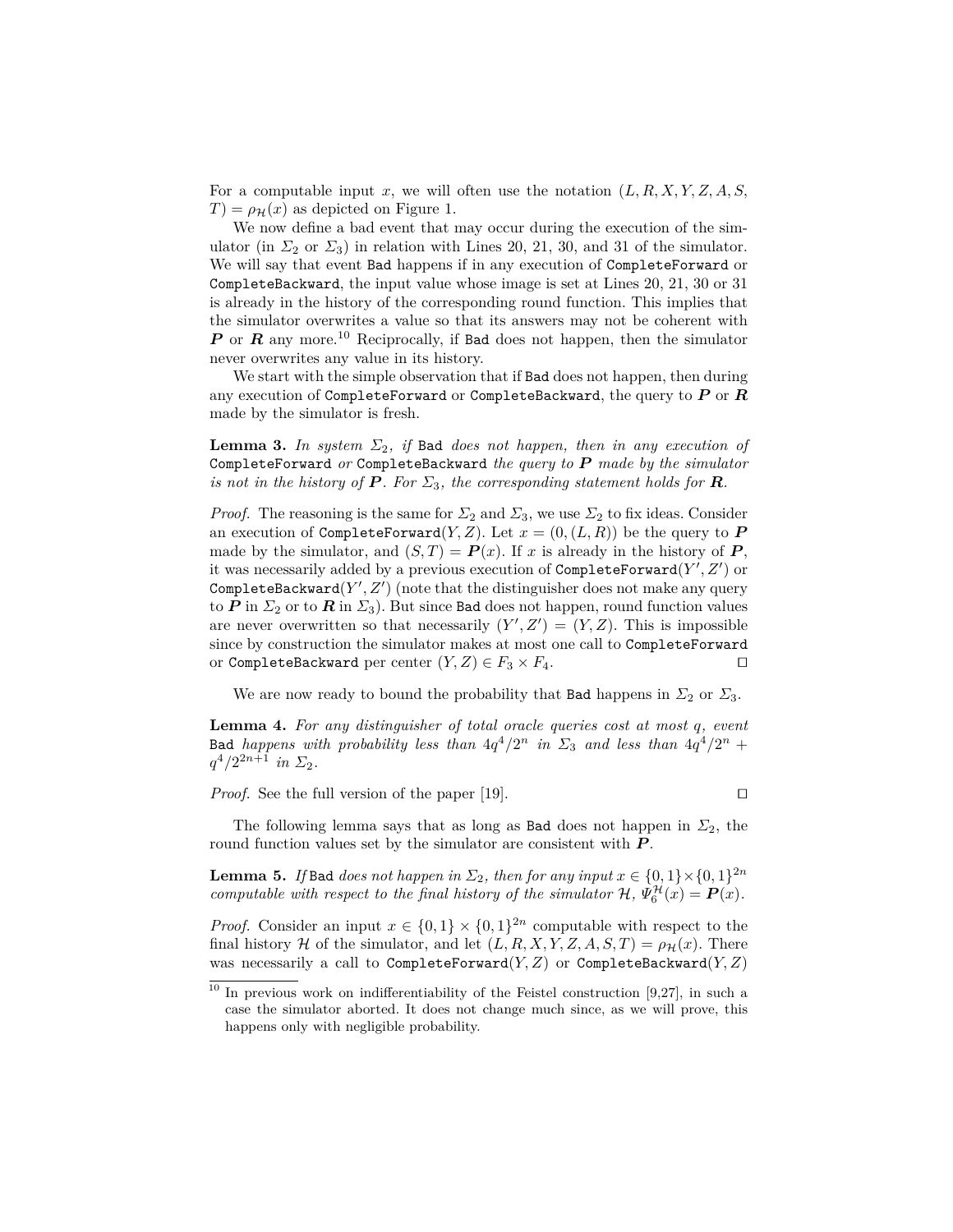For a computable input $x$, we will often use the notation $(L, R, X, Y, Z, A, S, T) = \rho_{\mathcal{H}}(x)$ as depicted on Figure 1.

We now define a bad event that may occur during the execution of the simulator (in $\Sigma_2$ or $\Sigma_3$) in relation with Lines 20, 21, 30, and 31 of the simulator. We will say that event `Bad` happens if in any execution of `CompleteForward` or `CompleteBackward`, the input value whose image is set at Lines 20, 21, 30 or 31 is already in the history of the corresponding round function. This implies that the simulator overwrites a value so that its answers may not be coherent with $\boldsymbol{P}$ or $\boldsymbol{R}$ any more.[10] Reciprocally, if `Bad` does not happen, then the simulator never overwrites any value in its history.

We start with the simple observation that if `Bad` does not happen, then during any execution of `CompleteForward` or `CompleteBackward`, the query to $\boldsymbol{P}$ or $\boldsymbol{R}$ made by the simulator is fresh.

**Lemma 3.** *In system $\Sigma_2$, if* `Bad` *does not happen, then in any execution of* `CompleteForward` *or* `CompleteBackward` *the query to $\boldsymbol{P}$ made by the simulator is not in the history of $\boldsymbol{P}$. For $\Sigma_3$, the corresponding statement holds for $\boldsymbol{R}$.*

*Proof.* The reasoning is the same for $\Sigma_2$ and $\Sigma_3$, we use $\Sigma_2$ to fix ideas. Consider an execution of `CompleteForward`$(Y, Z)$. Let $x = (0, (L, R))$ be the query to $\boldsymbol{P}$ made by the simulator, and $(S, T) = \boldsymbol{P}(x)$. If $x$ is already in the history of $\boldsymbol{P}$, it was necessarily added by a previous execution of `CompleteForward`$(Y', Z')$ or `CompleteBackward`$(Y', Z')$ (note that the distinguisher does not make any query to $\boldsymbol{P}$ in $\Sigma_2$ or to $\boldsymbol{R}$ in $\Sigma_3$). But since `Bad` does not happen, round function values are never overwritten so that necessarily $(Y', Z') = (Y, Z)$. This is impossible since by construction the simulator makes at most one call to `CompleteForward` or `CompleteBackward` per center $(Y, Z) \in F_3 \times F_4$. ◻

We are now ready to bound the probability that `Bad` happens in $\Sigma_2$ or $\Sigma_3$.

**Lemma 4.** *For any distinguisher of total oracle queries cost at most $q$, event* `Bad` *happens with probability less than $4q^4/2^n$ in $\Sigma_3$ and less than $4q^4/2^n + q^4/2^{2n+1}$ in $\Sigma_2$.*

*Proof.* See the full version of the paper [19]. ◻

The following lemma says that as long as `Bad` does not happen in $\Sigma_2$, the round function values set by the simulator are consistent with $\boldsymbol{P}$.

**Lemma 5.** *If* `Bad` *does not happen in $\Sigma_2$, then for any input $x \in \{0,1\} \times \{0,1\}^{2n}$ computable with respect to the final history of the simulator $\mathcal{H}$, $\Psi_6^{\mathcal{H}}(x) = \boldsymbol{P}(x)$.*

*Proof.* Consider an input $x \in \{0,1\} \times \{0,1\}^{2n}$ computable with respect to the final history $\mathcal{H}$ of the simulator, and let $(L, R, X, Y, Z, A, S, T) = \rho_{\mathcal{H}}(x)$. There was necessarily a call to `CompleteForward`$(Y, Z)$ or `CompleteBackward`$(Y, Z)$

[10] In previous work on indifferentiability of the Feistel construction [9,27], in such a case the simulator aborted. It does not change much since, as we will prove, this happens only with negligible probability.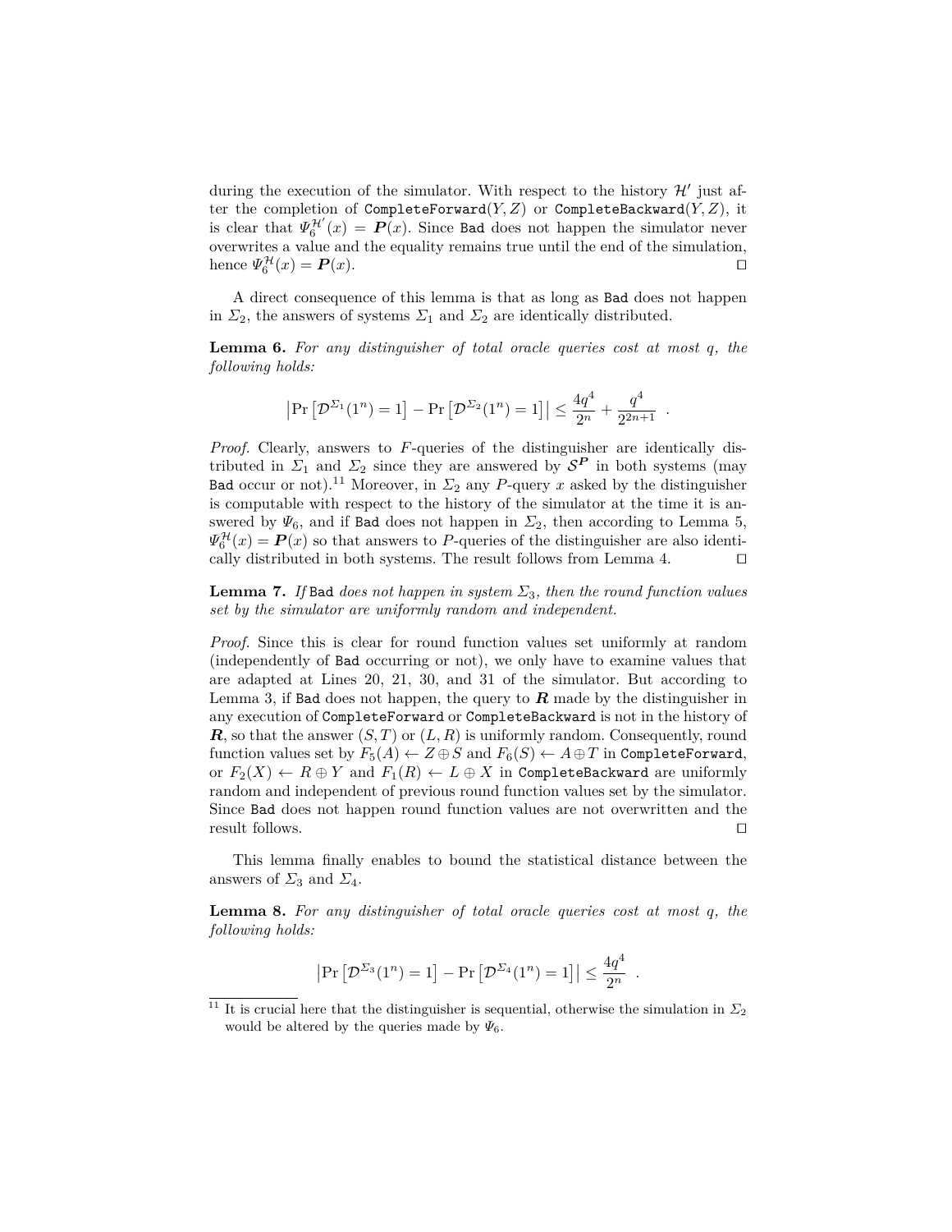during the execution of the simulator. With respect to the history $\mathcal{H}'$ just after the completion of `CompleteForward`$(Y, Z)$ or `CompleteBackward`$(Y, Z)$, it is clear that $\Psi_6^{\mathcal{H}'}(x) = \boldsymbol{P}(x)$. Since `Bad` does not happen the simulator never overwrites a value and the equality remains true until the end of the simulation, hence $\Psi_6^{\mathcal{H}}(x) = \boldsymbol{P}(x)$. ◻

A direct consequence of this lemma is that as long as `Bad` does not happen in $\Sigma_2$, the answers of systems $\Sigma_1$ and $\Sigma_2$ are identically distributed.

**Lemma 6.** *For any distinguisher of total oracle queries cost at most $q$, the following holds:*

$$\left|\Pr\left[\mathcal{D}^{\Sigma_1}(1^n) = 1\right] - \Pr\left[\mathcal{D}^{\Sigma_2}(1^n) = 1\right]\right| \leq \frac{4q^4}{2^n} + \frac{q^4}{2^{2n+1}} \enspace .$$

*Proof.* Clearly, answers to $F$-queries of the distinguisher are identically distributed in $\Sigma_1$ and $\Sigma_2$ since they are answered by $\mathcal{S}^{\boldsymbol{P}}$ in both systems (may `Bad` occur or not).[11] Moreover, in $\Sigma_2$ any $P$-query $x$ asked by the distinguisher is computable with respect to the history of the simulator at the time it is answered by $\Psi_6$, and if `Bad` does not happen in $\Sigma_2$, then according to Lemma 5, $\Psi_6^{\mathcal{H}}(x) = \boldsymbol{P}(x)$ so that answers to $P$-queries of the distinguisher are also identically distributed in both systems. The result follows from Lemma 4. ◻

**Lemma 7.** *If* `Bad` *does not happen in system $\Sigma_3$, then the round function values set by the simulator are uniformly random and independent.*

*Proof.* Since this is clear for round function values set uniformly at random (independently of `Bad` occurring or not), we only have to examine values that are adapted at Lines 20, 21, 30, and 31 of the simulator. But according to Lemma 3, if `Bad` does not happen, the query to $\boldsymbol{R}$ made by the distinguisher in any execution of `CompleteForward` or `CompleteBackward` is not in the history of $\boldsymbol{R}$, so that the answer $(S, T)$ or $(L, R)$ is uniformly random. Consequently, round function values set by $F_5(A) \leftarrow Z \oplus S$ and $F_6(S) \leftarrow A \oplus T$ in `CompleteForward`, or $F_2(X) \leftarrow R \oplus Y$ and $F_1(R) \leftarrow L \oplus X$ in `CompleteBackward` are uniformly random and independent of previous round function values set by the simulator. Since `Bad` does not happen round function values are not overwritten and the result follows. ◻

This lemma finally enables to bound the statistical distance between the answers of $\Sigma_3$ and $\Sigma_4$.

**Lemma 8.** *For any distinguisher of total oracle queries cost at most $q$, the following holds:*

$$\left|\Pr\left[\mathcal{D}^{\Sigma_3}(1^n) = 1\right] - \Pr\left[\mathcal{D}^{\Sigma_4}(1^n) = 1\right]\right| \leq \frac{4q^4}{2^n} \enspace .$$

[11] It is crucial here that the distinguisher is sequential, otherwise the simulation in $\Sigma_2$ would be altered by the queries made by $\Psi_6$.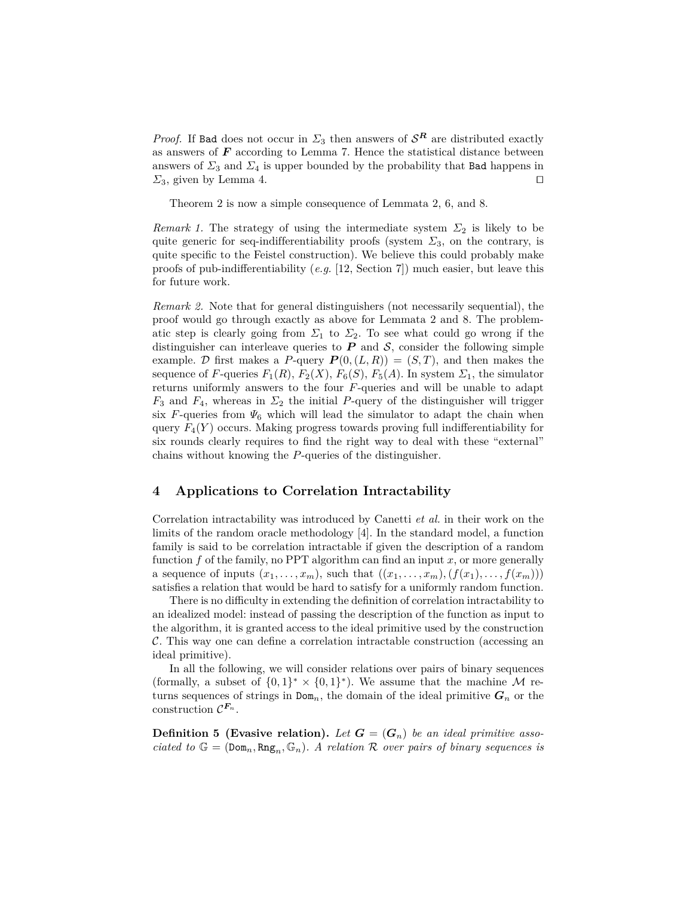*Proof.* If Bad does not occur in $\Sigma_3$ then answers of $\mathcal{S}^{\boldsymbol{R}}$ are distributed exactly as answers of $\boldsymbol{F}$ according to Lemma 7. Hence the statistical distance between answers of $\Sigma_3$ and $\Sigma_4$ is upper bounded by the probability that Bad happens in $\Sigma_3$, given by Lemma 4. ◻

Theorem 2 is now a simple consequence of Lemmata 2, 6, and 8.

*Remark 1.* The strategy of using the intermediate system $\Sigma_2$ is likely to be quite generic for seq-indifferentiability proofs (system $\Sigma_3$, on the contrary, is quite specific to the Feistel construction). We believe this could probably make proofs of pub-indifferentiability (*e.g.* [12, Section 7]) much easier, but leave this for future work.

*Remark 2.* Note that for general distinguishers (not necessarily sequential), the proof would go through exactly as above for Lemmata 2 and 8. The problematic step is clearly going from $\Sigma_1$ to $\Sigma_2$. To see what could go wrong if the distinguisher can interleave queries to $\boldsymbol{P}$ and $\mathcal{S}$, consider the following simple example. $\mathcal{D}$ first makes a $P$-query $\boldsymbol{P}(0,(L,R)) = (S,T)$, and then makes the sequence of $F$-queries $F_1(R)$, $F_2(X)$, $F_6(S)$, $F_5(A)$. In system $\Sigma_1$, the simulator returns uniformly answers to the four $F$-queries and will be unable to adapt $F_3$ and $F_4$, whereas in $\Sigma_2$ the initial $P$-query of the distinguisher will trigger six $F$-queries from $\Psi_6$ which will lead the simulator to adapt the chain when query $F_4(Y)$ occurs. Making progress towards proving full indifferentiability for six rounds clearly requires to find the right way to deal with these "external" chains without knowing the $P$-queries of the distinguisher.

## 4 Applications to Correlation Intractability

Correlation intractability was introduced by Canetti *et al.* in their work on the limits of the random oracle methodology [4]. In the standard model, a function family is said to be correlation intractable if given the description of a random function $f$ of the family, no PPT algorithm can find an input $x$, or more generally a sequence of inputs $(x_1,\ldots,x_m)$, such that $((x_1,\ldots,x_m),(f(x_1),\ldots,f(x_m)))$ satisfies a relation that would be hard to satisfy for a uniformly random function.

There is no difficulty in extending the definition of correlation intractability to an idealized model: instead of passing the description of the function as input to the algorithm, it is granted access to the ideal primitive used by the construction $\mathcal{C}$. This way one can define a correlation intractable construction (accessing an ideal primitive).

In all the following, we will consider relations over pairs of binary sequences (formally, a subset of $\{0,1\}^* \times \{0,1\}^*$). We assume that the machine $\mathcal{M}$ returns sequences of strings in $\mathtt{Dom}_n$, the domain of the ideal primitive $\boldsymbol{G}_n$ or the construction $\mathcal{C}^{\boldsymbol{F}_n}$.

**Definition 5 (Evasive relation).** *Let $\boldsymbol{G} = (\boldsymbol{G}_n)$ be an ideal primitive associated to $\mathbb{G} = (\mathtt{Dom}_n, \mathtt{Rng}_n, \mathbb{G}_n)$. A relation $\mathcal{R}$ over pairs of binary sequences is*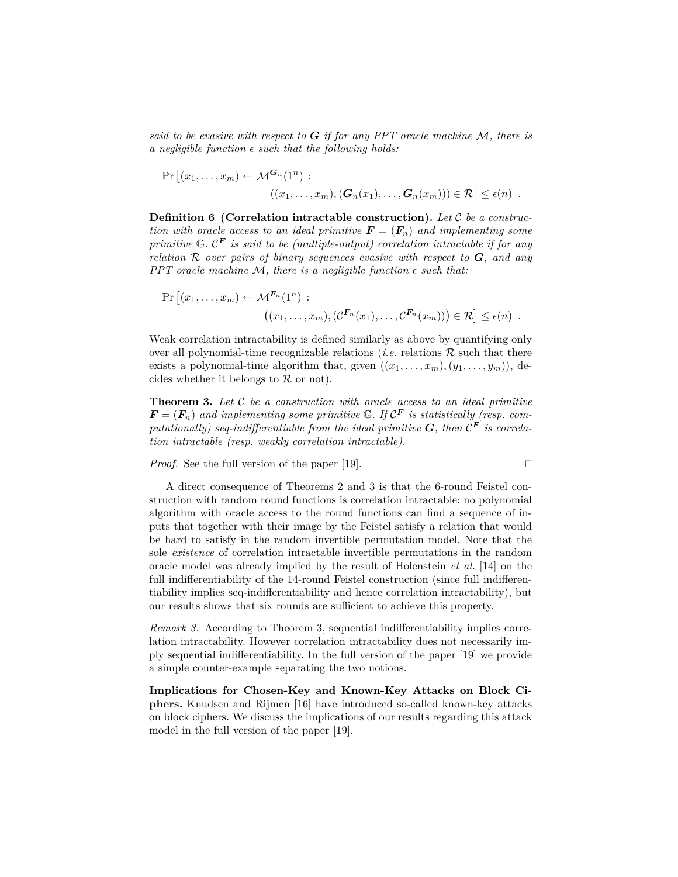*said to be evasive with respect to* $\boldsymbol{G}$ *if for any PPT oracle machine* $\mathcal{M}$*, there is a negligible function* $\epsilon$ *such that the following holds:*

$$\Pr\left[(x_1,\ldots,x_m) \leftarrow \mathcal{M}^{\boldsymbol{G}_n}(1^n) \ : \ ((x_1,\ldots,x_m),(\boldsymbol{G}_n(x_1),\ldots,\boldsymbol{G}_n(x_m))) \in \mathcal{R}\right] \leq \epsilon(n) \ .$$

**Definition 6 (Correlation intractable construction).** *Let* $\mathcal{C}$ *be a construction with oracle access to an ideal primitive* $\boldsymbol{F} = (\boldsymbol{F}_n)$ *and implementing some primitive* $\mathbb{G}$*.* $\mathcal{C}^{\boldsymbol{F}}$ *is said to be (multiple-output) correlation intractable if for any relation* $\mathcal{R}$ *over pairs of binary sequences evasive with respect to* $\boldsymbol{G}$*, and any PPT oracle machine* $\mathcal{M}$*, there is a negligible function* $\epsilon$ *such that:*

$$\Pr\left[(x_1,\ldots,x_m) \leftarrow \mathcal{M}^{\boldsymbol{F}_n}(1^n) \ : \ \left((x_1,\ldots,x_m),(\mathcal{C}^{\boldsymbol{F}_n}(x_1),\ldots,\mathcal{C}^{\boldsymbol{F}_n}(x_m))\right) \in \mathcal{R}\right] \leq \epsilon(n) \ .$$

Weak correlation intractability is defined similarly as above by quantifying only over all polynomial-time recognizable relations (*i.e.* relations $\mathcal{R}$ such that there exists a polynomial-time algorithm that, given $((x_1,\ldots,x_m),(y_1,\ldots,y_m))$, decides whether it belongs to $\mathcal{R}$ or not).

**Theorem 3.** *Let* $\mathcal{C}$ *be a construction with oracle access to an ideal primitive* $\boldsymbol{F} = (\boldsymbol{F}_n)$ *and implementing some primitive* $\mathbb{G}$*. If* $\mathcal{C}^{\boldsymbol{F}}$ *is statistically (resp. computationally) seq-indifferentiable from the ideal primitive* $\boldsymbol{G}$*, then* $\mathcal{C}^{\boldsymbol{F}}$ *is correlation intractable (resp. weakly correlation intractable).*

*Proof.* See the full version of the paper [19]. ◻

A direct consequence of Theorems 2 and 3 is that the 6-round Feistel construction with random round functions is correlation intractable: no polynomial algorithm with oracle access to the round functions can find a sequence of inputs that together with their image by the Feistel satisfy a relation that would be hard to satisfy in the random invertible permutation model. Note that the sole *existence* of correlation intractable invertible permutations in the random oracle model was already implied by the result of Holenstein *et al.* [14] on the full indifferentiability of the 14-round Feistel construction (since full indifferentiability implies seq-indifferentiability and hence correlation intractability), but our results shows that six rounds are sufficient to achieve this property.

*Remark 3.* According to Theorem 3, sequential indifferentiability implies correlation intractability. However correlation intractability does not necessarily imply sequential indifferentiability. In the full version of the paper [19] we provide a simple counter-example separating the two notions.

**Implications for Chosen-Key and Known-Key Attacks on Block Ciphers.** Knudsen and Rijmen [16] have introduced so-called known-key attacks on block ciphers. We discuss the implications of our results regarding this attack model in the full version of the paper [19].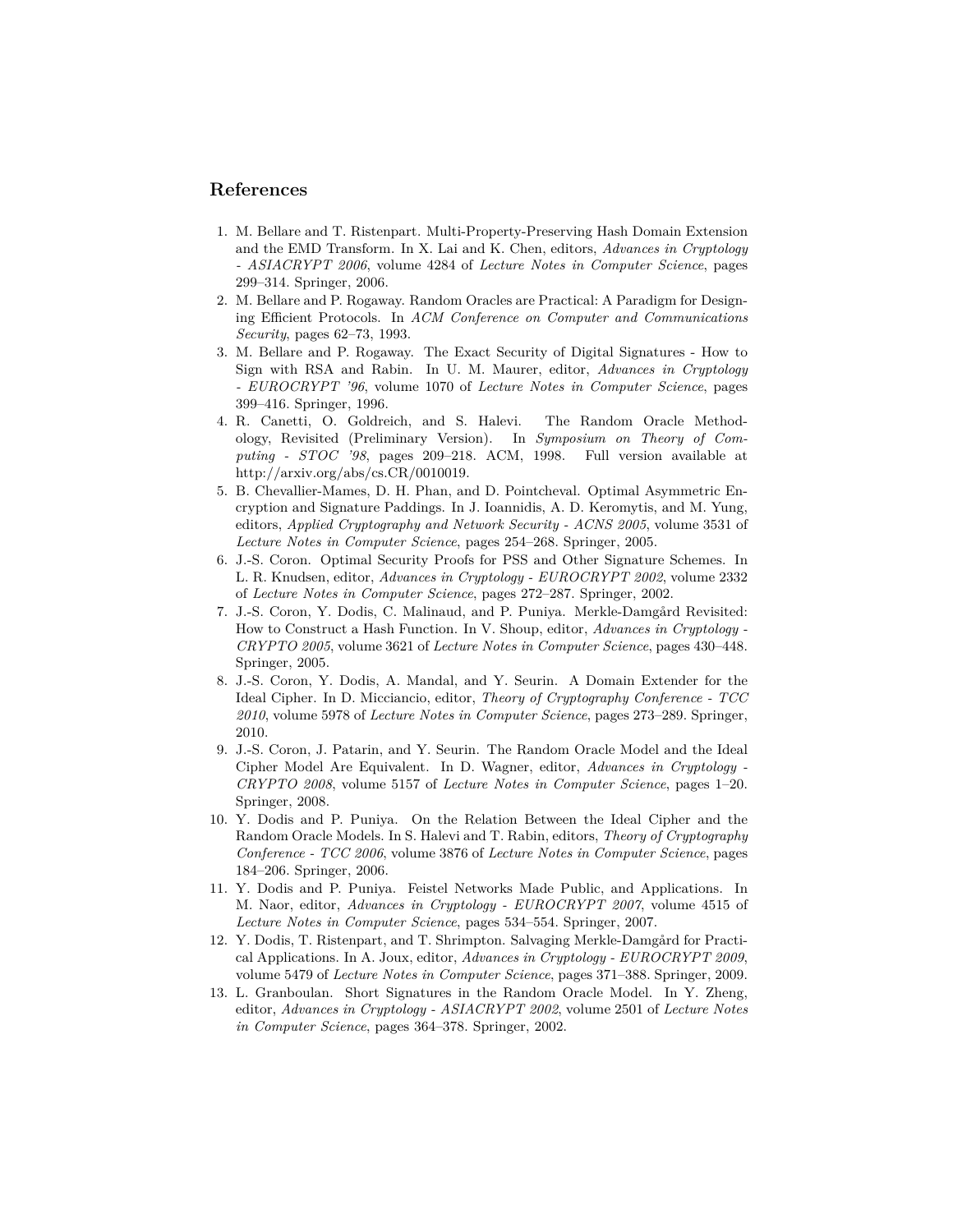## References

1. M. Bellare and T. Ristenpart. Multi-Property-Preserving Hash Domain Extension and the EMD Transform. In X. Lai and K. Chen, editors, *Advances in Cryptology - ASIACRYPT 2006*, volume 4284 of *Lecture Notes in Computer Science*, pages 299–314. Springer, 2006.
2. M. Bellare and P. Rogaway. Random Oracles are Practical: A Paradigm for Designing Efficient Protocols. In *ACM Conference on Computer and Communications Security*, pages 62–73, 1993.
3. M. Bellare and P. Rogaway. The Exact Security of Digital Signatures - How to Sign with RSA and Rabin. In U. M. Maurer, editor, *Advances in Cryptology - EUROCRYPT '96*, volume 1070 of *Lecture Notes in Computer Science*, pages 399–416. Springer, 1996.
4. R. Canetti, O. Goldreich, and S. Halevi. The Random Oracle Methodology, Revisited (Preliminary Version). In *Symposium on Theory of Computing - STOC '98*, pages 209–218. ACM, 1998. Full version available at http://arxiv.org/abs/cs.CR/0010019.
5. B. Chevallier-Mames, D. H. Phan, and D. Pointcheval. Optimal Asymmetric Encryption and Signature Paddings. In J. Ioannidis, A. D. Keromytis, and M. Yung, editors, *Applied Cryptography and Network Security - ACNS 2005*, volume 3531 of *Lecture Notes in Computer Science*, pages 254–268. Springer, 2005.
6. J.-S. Coron. Optimal Security Proofs for PSS and Other Signature Schemes. In L. R. Knudsen, editor, *Advances in Cryptology - EUROCRYPT 2002*, volume 2332 of *Lecture Notes in Computer Science*, pages 272–287. Springer, 2002.
7. J.-S. Coron, Y. Dodis, C. Malinaud, and P. Puniya. Merkle-Damgård Revisited: How to Construct a Hash Function. In V. Shoup, editor, *Advances in Cryptology - CRYPTO 2005*, volume 3621 of *Lecture Notes in Computer Science*, pages 430–448. Springer, 2005.
8. J.-S. Coron, Y. Dodis, A. Mandal, and Y. Seurin. A Domain Extender for the Ideal Cipher. In D. Micciancio, editor, *Theory of Cryptography Conference - TCC 2010*, volume 5978 of *Lecture Notes in Computer Science*, pages 273–289. Springer, 2010.
9. J.-S. Coron, J. Patarin, and Y. Seurin. The Random Oracle Model and the Ideal Cipher Model Are Equivalent. In D. Wagner, editor, *Advances in Cryptology - CRYPTO 2008*, volume 5157 of *Lecture Notes in Computer Science*, pages 1–20. Springer, 2008.
10. Y. Dodis and P. Puniya. On the Relation Between the Ideal Cipher and the Random Oracle Models. In S. Halevi and T. Rabin, editors, *Theory of Cryptography Conference - TCC 2006*, volume 3876 of *Lecture Notes in Computer Science*, pages 184–206. Springer, 2006.
11. Y. Dodis and P. Puniya. Feistel Networks Made Public, and Applications. In M. Naor, editor, *Advances in Cryptology - EUROCRYPT 2007*, volume 4515 of *Lecture Notes in Computer Science*, pages 534–554. Springer, 2007.
12. Y. Dodis, T. Ristenpart, and T. Shrimpton. Salvaging Merkle-Damgård for Practical Applications. In A. Joux, editor, *Advances in Cryptology - EUROCRYPT 2009*, volume 5479 of *Lecture Notes in Computer Science*, pages 371–388. Springer, 2009.
13. L. Granboulan. Short Signatures in the Random Oracle Model. In Y. Zheng, editor, *Advances in Cryptology - ASIACRYPT 2002*, volume 2501 of *Lecture Notes in Computer Science*, pages 364–378. Springer, 2002.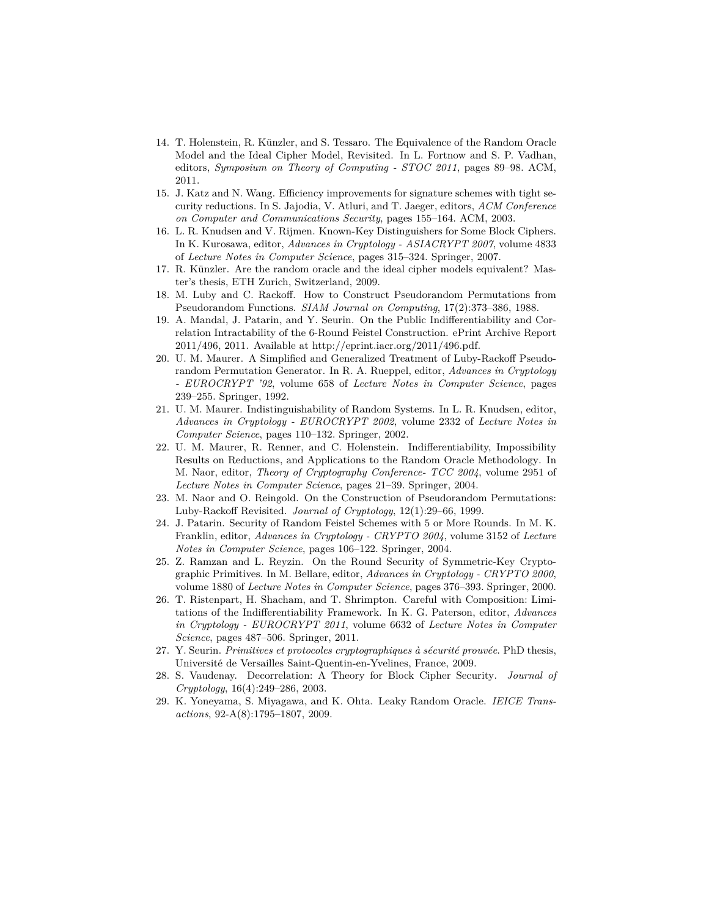14. T. Holenstein, R. Künzler, and S. Tessaro. The Equivalence of the Random Oracle Model and the Ideal Cipher Model, Revisited. In L. Fortnow and S. P. Vadhan, editors, *Symposium on Theory of Computing - STOC 2011*, pages 89–98. ACM, 2011.
15. J. Katz and N. Wang. Efficiency improvements for signature schemes with tight security reductions. In S. Jajodia, V. Atluri, and T. Jaeger, editors, *ACM Conference on Computer and Communications Security*, pages 155–164. ACM, 2003.
16. L. R. Knudsen and V. Rijmen. Known-Key Distinguishers for Some Block Ciphers. In K. Kurosawa, editor, *Advances in Cryptology - ASIACRYPT 2007*, volume 4833 of *Lecture Notes in Computer Science*, pages 315–324. Springer, 2007.
17. R. Künzler. Are the random oracle and the ideal cipher models equivalent? Master's thesis, ETH Zurich, Switzerland, 2009.
18. M. Luby and C. Rackoff. How to Construct Pseudorandom Permutations from Pseudorandom Functions. *SIAM Journal on Computing*, 17(2):373–386, 1988.
19. A. Mandal, J. Patarin, and Y. Seurin. On the Public Indifferentiability and Correlation Intractability of the 6-Round Feistel Construction. ePrint Archive Report 2011/496, 2011. Available at http://eprint.iacr.org/2011/496.pdf.
20. U. M. Maurer. A Simplified and Generalized Treatment of Luby-Rackoff Pseudorandom Permutation Generator. In R. A. Rueppel, editor, *Advances in Cryptology - EUROCRYPT '92*, volume 658 of *Lecture Notes in Computer Science*, pages 239–255. Springer, 1992.
21. U. M. Maurer. Indistinguishability of Random Systems. In L. R. Knudsen, editor, *Advances in Cryptology - EUROCRYPT 2002*, volume 2332 of *Lecture Notes in Computer Science*, pages 110–132. Springer, 2002.
22. U. M. Maurer, R. Renner, and C. Holenstein. Indifferentiability, Impossibility Results on Reductions, and Applications to the Random Oracle Methodology. In M. Naor, editor, *Theory of Cryptography Conference- TCC 2004*, volume 2951 of *Lecture Notes in Computer Science*, pages 21–39. Springer, 2004.
23. M. Naor and O. Reingold. On the Construction of Pseudorandom Permutations: Luby-Rackoff Revisited. *Journal of Cryptology*, 12(1):29–66, 1999.
24. J. Patarin. Security of Random Feistel Schemes with 5 or More Rounds. In M. K. Franklin, editor, *Advances in Cryptology - CRYPTO 2004*, volume 3152 of *Lecture Notes in Computer Science*, pages 106–122. Springer, 2004.
25. Z. Ramzan and L. Reyzin. On the Round Security of Symmetric-Key Cryptographic Primitives. In M. Bellare, editor, *Advances in Cryptology - CRYPTO 2000*, volume 1880 of *Lecture Notes in Computer Science*, pages 376–393. Springer, 2000.
26. T. Ristenpart, H. Shacham, and T. Shrimpton. Careful with Composition: Limitations of the Indifferentiability Framework. In K. G. Paterson, editor, *Advances in Cryptology - EUROCRYPT 2011*, volume 6632 of *Lecture Notes in Computer Science*, pages 487–506. Springer, 2011.
27. Y. Seurin. *Primitives et protocoles cryptographiques à sécurité prouvée*. PhD thesis, Université de Versailles Saint-Quentin-en-Yvelines, France, 2009.
28. S. Vaudenay. Decorrelation: A Theory for Block Cipher Security. *Journal of Cryptology*, 16(4):249–286, 2003.
29. K. Yoneyama, S. Miyagawa, and K. Ohta. Leaky Random Oracle. *IEICE Transactions*, 92-A(8):1795–1807, 2009.